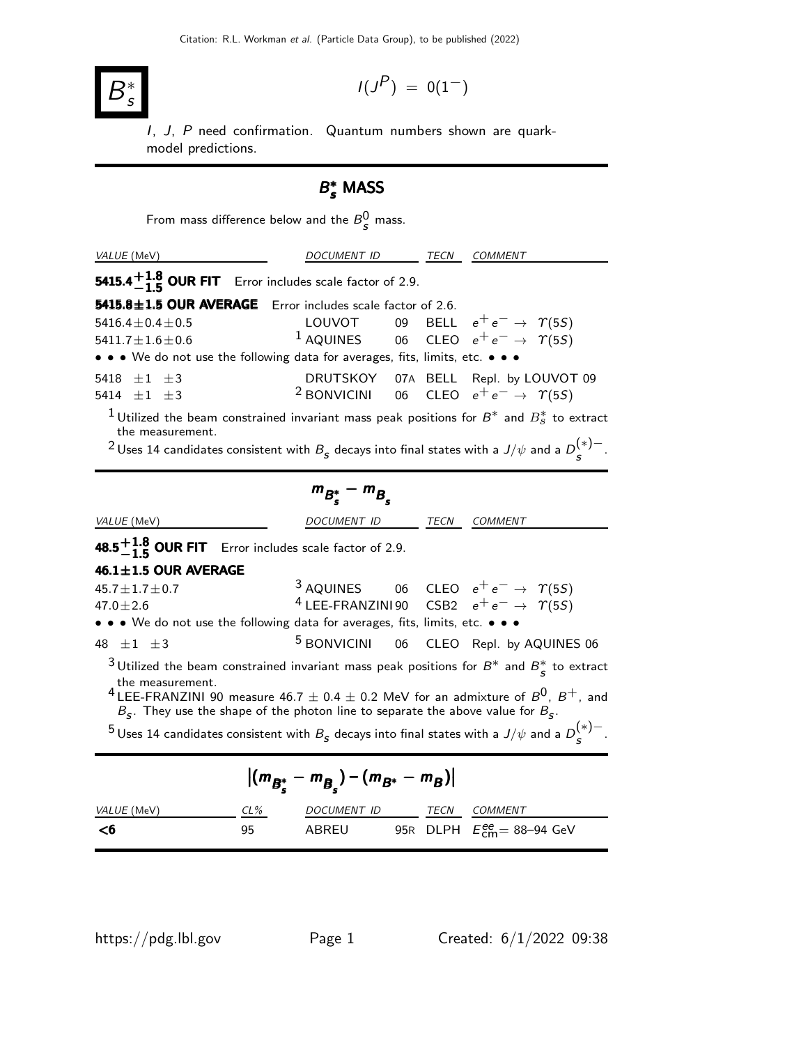Citation: R.L. Workman *et al.* (Particle Data Group), to be published (2022)

# $B_s^*$

$I(J^P) = 0(1^-)$

I, J, P need confirmation. Quantum numbers shown are quark-model predictions.

## $B_s^*$ MASS

From mass difference below and the $B_s^0$ mass.

| VALUE (MeV) | DOCUMENT ID | | TECN | COMMENT |
|---|---|---|---|---|
| **$5415.4^{+1.8}_{-1.5}$ OUR FIT** Error includes scale factor of 2.9. | | | | |
| **5415.8±1.5 OUR AVERAGE** Error includes scale factor of 2.6. | | | | |
| $5416.4 \pm 0.4 \pm 0.5$ | LOUVOT | 09 | BELL | $e^+ e^- \rightarrow \Upsilon(5S)$ |
| $5411.7 \pm 1.6 \pm 0.6$ | [1] AQUINES | 06 | CLEO | $e^+ e^- \rightarrow \Upsilon(5S)$ |
| • • • We do not use the following data for averages, fits, limits, etc. • • • | | | | |
| $5418 \pm 1 \pm 3$ | DRUTSKOY | 07A | BELL | Repl. by LOUVOT 09 |
| $5414 \pm 1 \pm 3$ | [2] BONVICINI | 06 | CLEO | $e^+ e^- \rightarrow \Upsilon(5S)$ |

[1] Utilized the beam constrained invariant mass peak positions for $B^*$ and $B_s^*$ to extract the measurement.

[2] Uses 14 candidates consistent with $B_s$ decays into final states with a $J/\psi$ and a $D_s^{(*)-}$.

## $m_{B_s^*} - m_{B_s}$

| VALUE (MeV) | DOCUMENT ID | | TECN | COMMENT |
|---|---|---|---|---|
| **$48.5^{+1.8}_{-1.5}$ OUR FIT** Error includes scale factor of 2.9. | | | | |
| **46.1±1.5 OUR AVERAGE** | | | | |
| $45.7 \pm 1.7 \pm 0.7$ | [3] AQUINES | 06 | CLEO | $e^+ e^- \rightarrow \Upsilon(5S)$ |
| $47.0 \pm 2.6$ | [4] LEE-FRANZINI | 90 | CSB2 | $e^+ e^- \rightarrow \Upsilon(5S)$ |
| • • • We do not use the following data for averages, fits, limits, etc. • • • | | | | |
| $48 \pm 1 \pm 3$ | [5] BONVICINI | 06 | CLEO | Repl. by AQUINES 06 |

[3] Utilized the beam constrained invariant mass peak positions for $B^*$ and $B_s^*$ to extract the measurement.

[4] LEE-FRANZINI 90 measure $46.7 \pm 0.4 \pm 0.2$ MeV for an admixture of $B^0$, $B^+$, and $B_s$. They use the shape of the photon line to separate the above value for $B_s$.

[5] Uses 14 candidates consistent with $B_s$ decays into final states with a $J/\psi$ and a $D_s^{(*)-}$.

## $\left|(m_{B_s^*} - m_{B_s}) - (m_{B^*} - m_B)\right|$

| VALUE (MeV) | CL% | DOCUMENT ID | | TECN | COMMENT |
|---|---|---|---|---|---|
| **<6** | 95 | ABREU | 95R | DLPH | $E_{cm}^{ee} = 88$–$94$ GeV |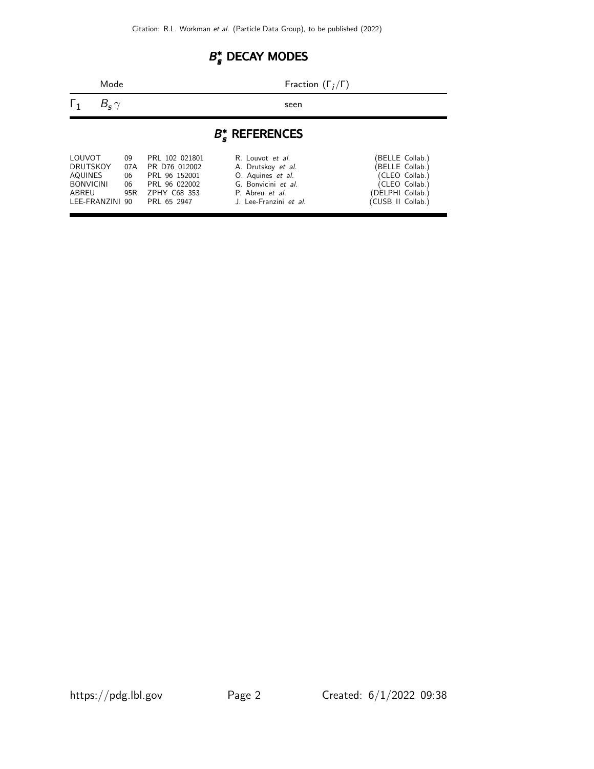## $B_s^*$ DECAY MODES

| | Mode | Fraction ($\Gamma_i/\Gamma$) |
|---|---|---|
| $\Gamma_1$ | $B_s\gamma$ | seen |

## $B_s^*$ REFERENCES

| | | | | |
|---|---|---|---|---|
| LOUVOT | 09 | PRL 102 021801 | R. Louvot *et al.* | (BELLE Collab.) |
| DRUTSKOY | 07A | PR D76 012002 | A. Drutskoy *et al.* | (BELLE Collab.) |
| AQUINES | 06 | PRL 96 152001 | O. Aquines *et al.* | (CLEO Collab.) |
| BONVICINI | 06 | PRL 96 022002 | G. Bonvicini *et al.* | (CLEO Collab.) |
| ABREU | 95R | ZPHY C68 353 | P. Abreu *et al.* | (DELPHI Collab.) |
| LEE-FRANZINI | 90 | PRL 65 2947 | J. Lee-Franzini *et al.* | (CUSB II Collab.) |